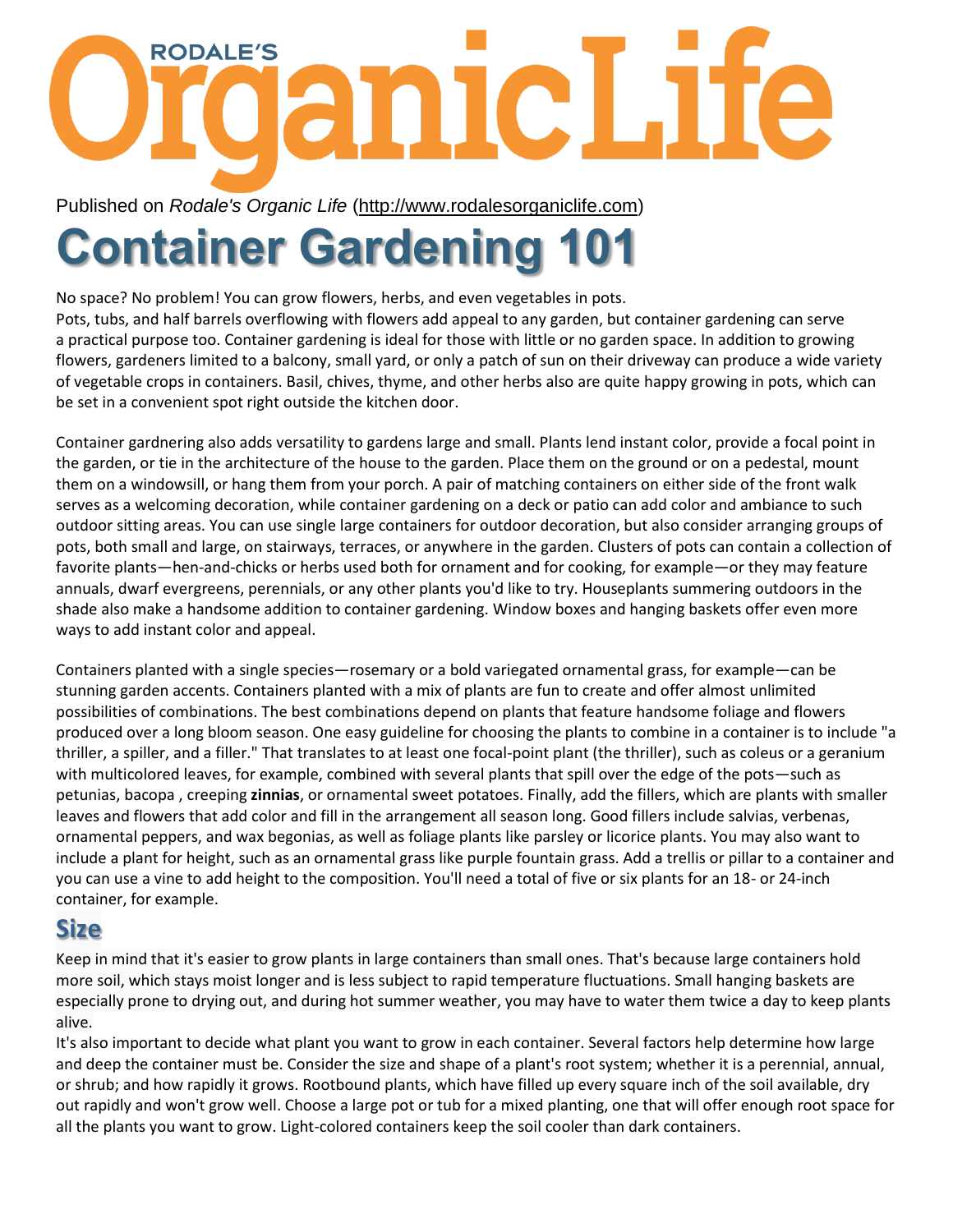RODALE'S OrganicLife

Published on *Rodale's Organic Life* (http://www.rodalesorganiclife.com)

# Container Gardening 101

No space? No problem! You can grow flowers, herbs, and even vegetables in pots.
Pots, tubs, and half barrels overflowing with flowers add appeal to any garden, but container gardening can serve a practical purpose too. Container gardening is ideal for those with little or no garden space. In addition to growing flowers, gardeners limited to a balcony, small yard, or only a patch of sun on their driveway can produce a wide variety of vegetable crops in containers. Basil, chives, thyme, and other herbs also are quite happy growing in pots, which can be set in a convenient spot right outside the kitchen door.

Container gardnering also adds versatility to gardens large and small. Plants lend instant color, provide a focal point in the garden, or tie in the architecture of the house to the garden. Place them on the ground or on a pedestal, mount them on a windowsill, or hang them from your porch. A pair of matching containers on either side of the front walk serves as a welcoming decoration, while container gardening on a deck or patio can add color and ambiance to such outdoor sitting areas. You can use single large containers for outdoor decoration, but also consider arranging groups of pots, both small and large, on stairways, terraces, or anywhere in the garden. Clusters of pots can contain a collection of favorite plants—hen-and-chicks or herbs used both for ornament and for cooking, for example—or they may feature annuals, dwarf evergreens, perennials, or any other plants you'd like to try. Houseplants summering outdoors in the shade also make a handsome addition to container gardening. Window boxes and hanging baskets offer even more ways to add instant color and appeal.

Containers planted with a single species—rosemary or a bold variegated ornamental grass, for example—can be stunning garden accents. Containers planted with a mix of plants are fun to create and offer almost unlimited possibilities of combinations. The best combinations depend on plants that feature handsome foliage and flowers produced over a long bloom season. One easy guideline for choosing the plants to combine in a container is to include "a thriller, a spiller, and a filler." That translates to at least one focal-point plant (the thriller), such as coleus or a geranium with multicolored leaves, for example, combined with several plants that spill over the edge of the pots—such as petunias, bacopa , creeping **zinnias**, or ornamental sweet potatoes. Finally, add the fillers, which are plants with smaller leaves and flowers that add color and fill in the arrangement all season long. Good fillers include salvias, verbenas, ornamental peppers, and wax begonias, as well as foliage plants like parsley or licorice plants. You may also want to include a plant for height, such as an ornamental grass like purple fountain grass. Add a trellis or pillar to a container and you can use a vine to add height to the composition. You'll need a total of five or six plants for an 18- or 24-inch container, for example.

## Size

Keep in mind that it's easier to grow plants in large containers than small ones. That's because large containers hold more soil, which stays moist longer and is less subject to rapid temperature fluctuations. Small hanging baskets are especially prone to drying out, and during hot summer weather, you may have to water them twice a day to keep plants alive.
It's also important to decide what plant you want to grow in each container. Several factors help determine how large and deep the container must be. Consider the size and shape of a plant's root system; whether it is a perennial, annual, or shrub; and how rapidly it grows. Rootbound plants, which have filled up every square inch of the soil available, dry out rapidly and won't grow well. Choose a large pot or tub for a mixed planting, one that will offer enough root space for all the plants you want to grow. Light-colored containers keep the soil cooler than dark containers.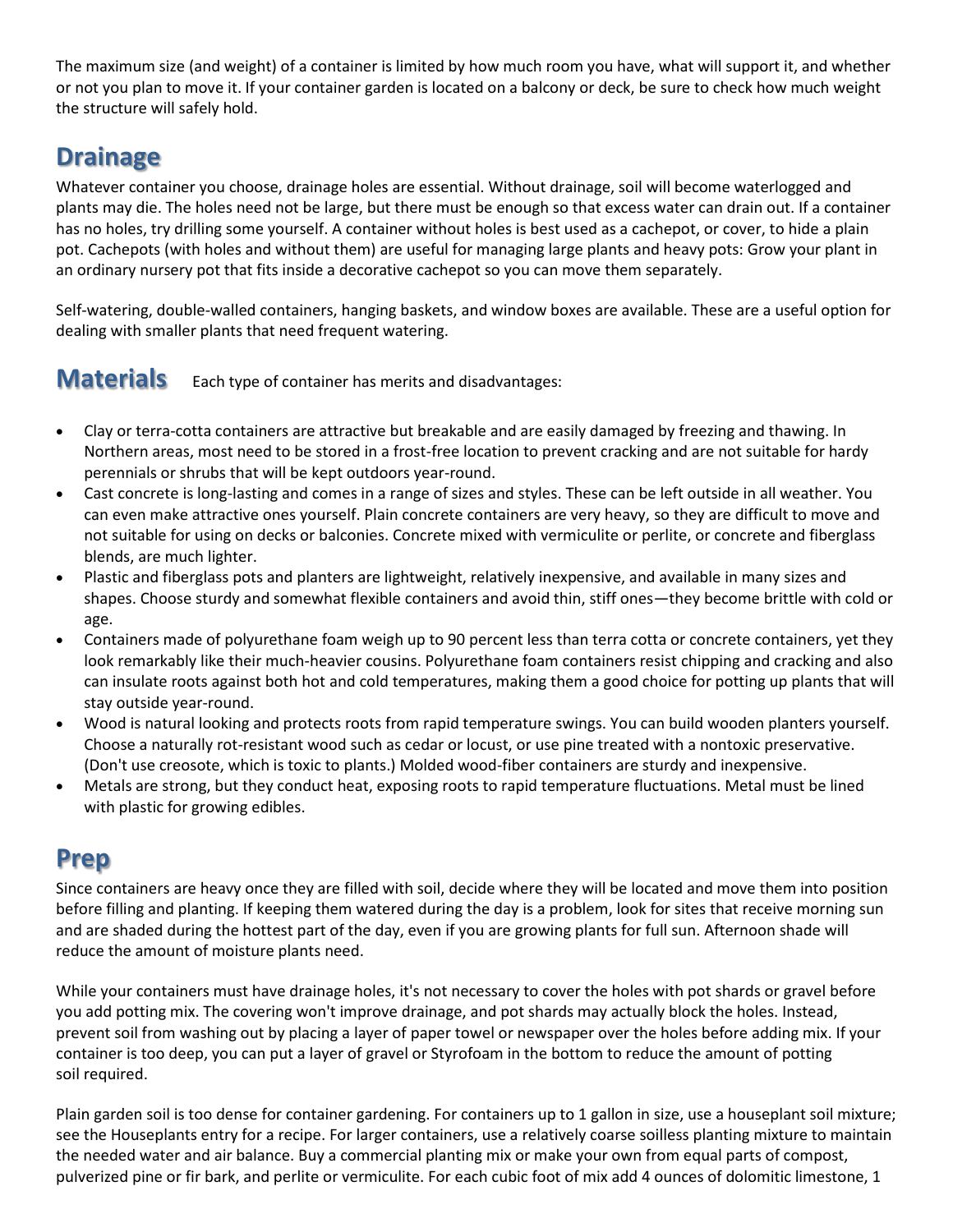The maximum size (and weight) of a container is limited by how much room you have, what will support it, and whether or not you plan to move it. If your container garden is located on a balcony or deck, be sure to check how much weight the structure will safely hold.

## Drainage

Whatever container you choose, drainage holes are essential. Without drainage, soil will become waterlogged and plants may die. The holes need not be large, but there must be enough so that excess water can drain out. If a container has no holes, try drilling some yourself. A container without holes is best used as a cachepot, or cover, to hide a plain pot. Cachepots (with holes and without them) are useful for managing large plants and heavy pots: Grow your plant in an ordinary nursery pot that fits inside a decorative cachepot so you can move them separately.

Self-watering, double-walled containers, hanging baskets, and window boxes are available. These are a useful option for dealing with smaller plants that need frequent watering.

## Materials

Each type of container has merits and disadvantages:

- Clay or terra-cotta containers are attractive but breakable and are easily damaged by freezing and thawing. In Northern areas, most need to be stored in a frost-free location to prevent cracking and are not suitable for hardy perennials or shrubs that will be kept outdoors year-round.
- Cast concrete is long-lasting and comes in a range of sizes and styles. These can be left outside in all weather. You can even make attractive ones yourself. Plain concrete containers are very heavy, so they are difficult to move and not suitable for using on decks or balconies. Concrete mixed with vermiculite or perlite, or concrete and fiberglass blends, are much lighter.
- Plastic and fiberglass pots and planters are lightweight, relatively inexpensive, and available in many sizes and shapes. Choose sturdy and somewhat flexible containers and avoid thin, stiff ones—they become brittle with cold or age.
- Containers made of polyurethane foam weigh up to 90 percent less than terra cotta or concrete containers, yet they look remarkably like their much-heavier cousins. Polyurethane foam containers resist chipping and cracking and also can insulate roots against both hot and cold temperatures, making them a good choice for potting up plants that will stay outside year-round.
- Wood is natural looking and protects roots from rapid temperature swings. You can build wooden planters yourself. Choose a naturally rot-resistant wood such as cedar or locust, or use pine treated with a nontoxic preservative. (Don't use creosote, which is toxic to plants.) Molded wood-fiber containers are sturdy and inexpensive.
- Metals are strong, but they conduct heat, exposing roots to rapid temperature fluctuations. Metal must be lined with plastic for growing edibles.

## Prep

Since containers are heavy once they are filled with soil, decide where they will be located and move them into position before filling and planting. If keeping them watered during the day is a problem, look for sites that receive morning sun and are shaded during the hottest part of the day, even if you are growing plants for full sun. Afternoon shade will reduce the amount of moisture plants need.

While your containers must have drainage holes, it's not necessary to cover the holes with pot shards or gravel before you add potting mix. The covering won't improve drainage, and pot shards may actually block the holes. Instead, prevent soil from washing out by placing a layer of paper towel or newspaper over the holes before adding mix. If your container is too deep, you can put a layer of gravel or Styrofoam in the bottom to reduce the amount of potting soil required.

Plain garden soil is too dense for container gardening. For containers up to 1 gallon in size, use a houseplant soil mixture; see the Houseplants entry for a recipe. For larger containers, use a relatively coarse soilless planting mixture to maintain the needed water and air balance. Buy a commercial planting mix or make your own from equal parts of compost, pulverized pine or fir bark, and perlite or vermiculite. For each cubic foot of mix add 4 ounces of dolomitic limestone, 1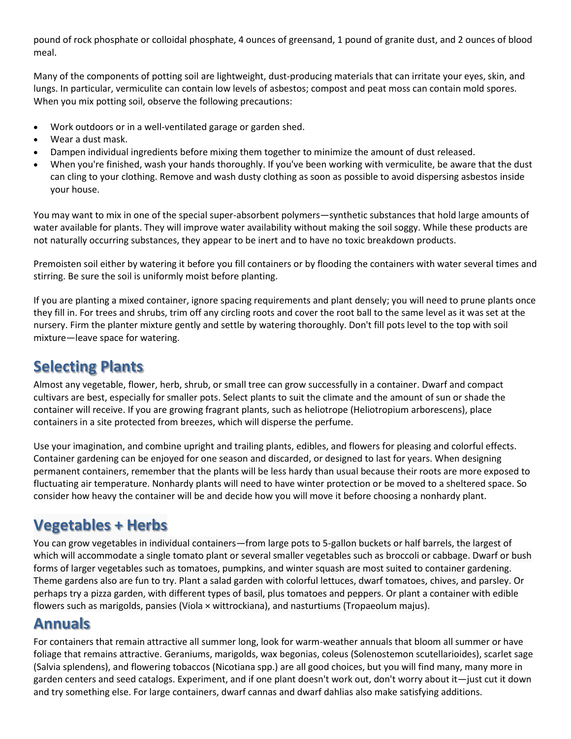pound of rock phosphate or colloidal phosphate, 4 ounces of greensand, 1 pound of granite dust, and 2 ounces of blood meal.

Many of the components of potting soil are lightweight, dust-producing materials that can irritate your eyes, skin, and lungs. In particular, vermiculite can contain low levels of asbestos; compost and peat moss can contain mold spores. When you mix potting soil, observe the following precautions:

- Work outdoors or in a well-ventilated garage or garden shed.
- Wear a dust mask.
- Dampen individual ingredients before mixing them together to minimize the amount of dust released.
- When you're finished, wash your hands thoroughly. If you've been working with vermiculite, be aware that the dust can cling to your clothing. Remove and wash dusty clothing as soon as possible to avoid dispersing asbestos inside your house.

You may want to mix in one of the special super-absorbent polymers—synthetic substances that hold large amounts of water available for plants. They will improve water availability without making the soil soggy. While these products are not naturally occurring substances, they appear to be inert and to have no toxic breakdown products.

Premoisten soil either by watering it before you fill containers or by flooding the containers with water several times and stirring. Be sure the soil is uniformly moist before planting.

If you are planting a mixed container, ignore spacing requirements and plant densely; you will need to prune plants once they fill in. For trees and shrubs, trim off any circling roots and cover the root ball to the same level as it was set at the nursery. Firm the planter mixture gently and settle by watering thoroughly. Don't fill pots level to the top with soil mixture—leave space for watering.

## Selecting Plants

Almost any vegetable, flower, herb, shrub, or small tree can grow successfully in a container. Dwarf and compact cultivars are best, especially for smaller pots. Select plants to suit the climate and the amount of sun or shade the container will receive. If you are growing fragrant plants, such as heliotrope (Heliotropium arborescens), place containers in a site protected from breezes, which will disperse the perfume.

Use your imagination, and combine upright and trailing plants, edibles, and flowers for pleasing and colorful effects. Container gardening can be enjoyed for one season and discarded, or designed to last for years. When designing permanent containers, remember that the plants will be less hardy than usual because their roots are more exposed to fluctuating air temperature. Nonhardy plants will need to have winter protection or be moved to a sheltered space. So consider how heavy the container will be and decide how you will move it before choosing a nonhardy plant.

## Vegetables + Herbs

You can grow vegetables in individual containers—from large pots to 5-gallon buckets or half barrels, the largest of which will accommodate a single tomato plant or several smaller vegetables such as broccoli or cabbage. Dwarf or bush forms of larger vegetables such as tomatoes, pumpkins, and winter squash are most suited to container gardening. Theme gardens also are fun to try. Plant a salad garden with colorful lettuces, dwarf tomatoes, chives, and parsley. Or perhaps try a pizza garden, with different types of basil, plus tomatoes and peppers. Or plant a container with edible flowers such as marigolds, pansies (Viola × wittrockiana), and nasturtiums (Tropaeolum majus).

## Annuals

For containers that remain attractive all summer long, look for warm-weather annuals that bloom all summer or have foliage that remains attractive. Geraniums, marigolds, wax begonias, coleus (Solenostemon scutellarioides), scarlet sage (Salvia splendens), and flowering tobaccos (Nicotiana spp.) are all good choices, but you will find many, many more in garden centers and seed catalogs. Experiment, and if one plant doesn't work out, don't worry about it—just cut it down and try something else. For large containers, dwarf cannas and dwarf dahlias also make satisfying additions.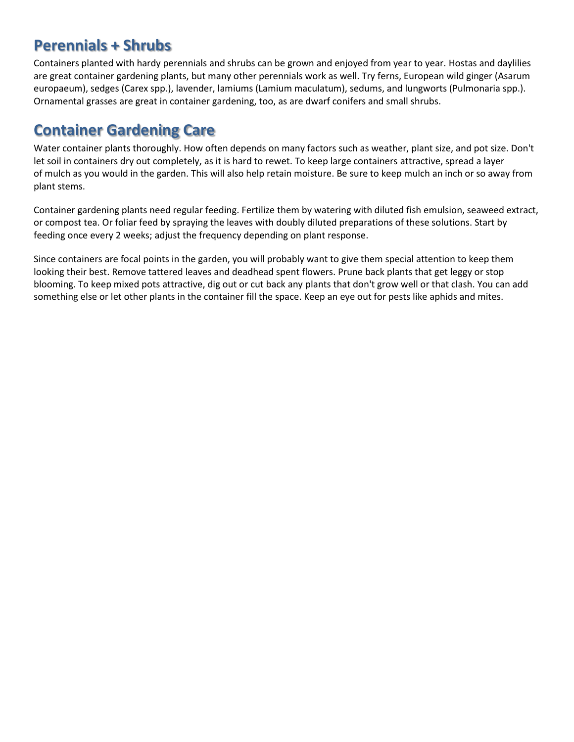## Perennials + Shrubs

Containers planted with hardy perennials and shrubs can be grown and enjoyed from year to year. Hostas and daylilies are great container gardening plants, but many other perennials work as well. Try ferns, European wild ginger (Asarum europaeum), sedges (Carex spp.), lavender, lamiums (Lamium maculatum), sedums, and lungworts (Pulmonaria spp.). Ornamental grasses are great in container gardening, too, as are dwarf conifers and small shrubs.

## Container Gardening Care

Water container plants thoroughly. How often depends on many factors such as weather, plant size, and pot size. Don't let soil in containers dry out completely, as it is hard to rewet. To keep large containers attractive, spread a layer of mulch as you would in the garden. This will also help retain moisture. Be sure to keep mulch an inch or so away from plant stems.

Container gardening plants need regular feeding. Fertilize them by watering with diluted fish emulsion, seaweed extract, or compost tea. Or foliar feed by spraying the leaves with doubly diluted preparations of these solutions. Start by feeding once every 2 weeks; adjust the frequency depending on plant response.

Since containers are focal points in the garden, you will probably want to give them special attention to keep them looking their best. Remove tattered leaves and deadhead spent flowers. Prune back plants that get leggy or stop blooming. To keep mixed pots attractive, dig out or cut back any plants that don't grow well or that clash. You can add something else or let other plants in the container fill the space. Keep an eye out for pests like aphids and mites.